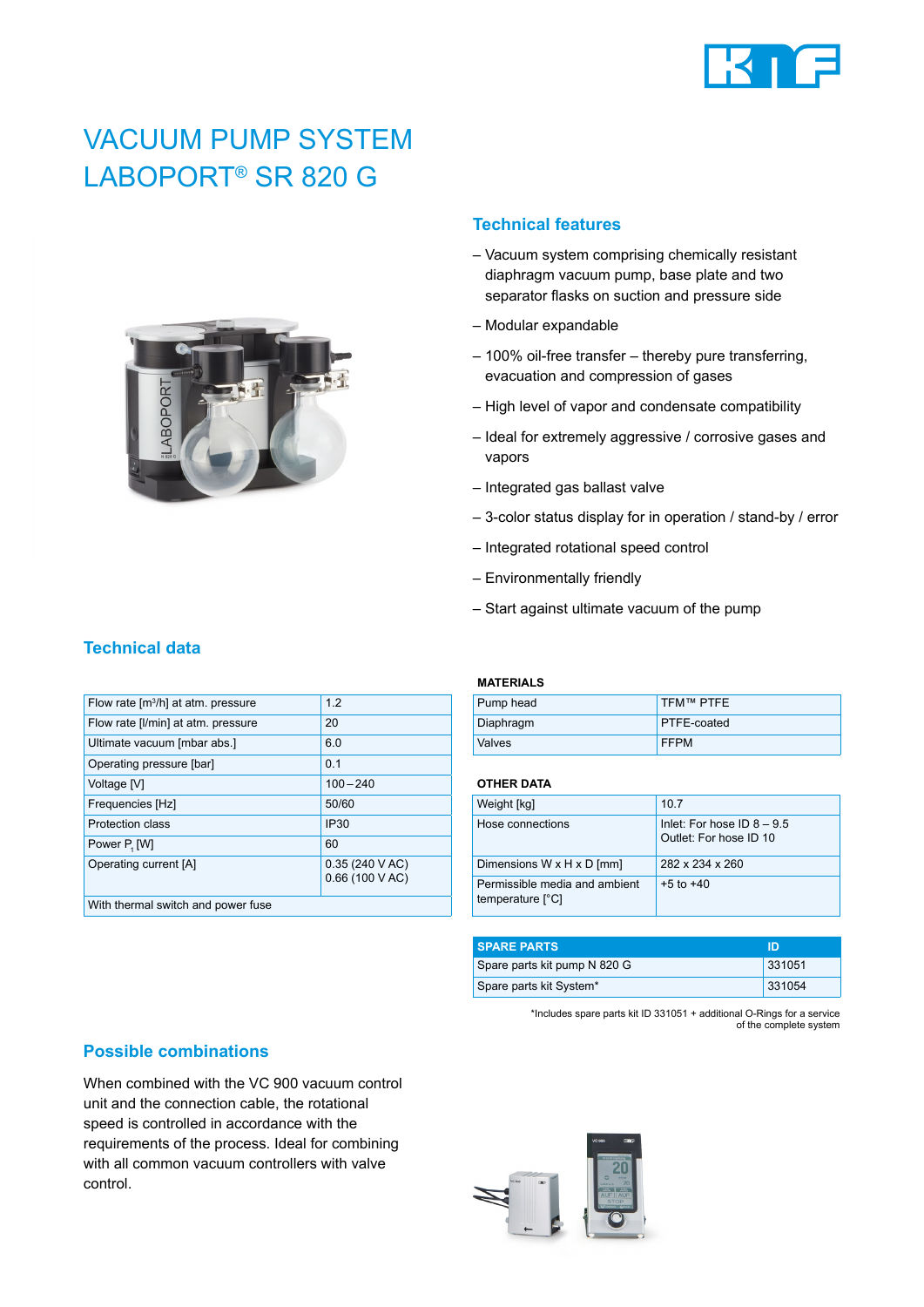# VACUUM PUMP SYSTEM LABOPORT® SR 820 G

## Technical features

- Vacuum system comprising chemically resistant diaphragm vacuum pump, base plate and two separator flasks on suction and pressure side
- Modular expandable
- 100% oil-free transfer – thereby pure transferring, evacuation and compression of gases
- High level of vapor and condensate compatibility
- Ideal for extremely aggressive / corrosive gases and vapors
- Integrated gas ballast valve
- 3-color status display for in operation / stand-by / error
- Integrated rotational speed control
- Environmentally friendly
- Start against ultimate vacuum of the pump

## Technical data

| | |
|---|---|
| Flow rate [m³/h] at atm. pressure | 1.2 |
| Flow rate [l/min] at atm. pressure | 20 |
| Ultimate vacuum [mbar abs.] | 6.0 |
| Operating pressure [bar] | 0.1 |
| Voltage [V] | 100 – 240 |
| Frequencies [Hz] | 50/60 |
| Protection class | IP30 |
| Power $P_1$ [W] | 60 |
| Operating current [A] | 0.35 (240 V AC)<br>0.66 (100 V AC) |
| With thermal switch and power fuse | |

**MATERIALS**

| | |
|---|---|
| Pump head | TFM™ PTFE |
| Diaphragm | PTFE-coated |
| Valves | FFPM |

**OTHER DATA**

| | |
|---|---|
| Weight [kg] | 10.7 |
| Hose connections | Inlet: For hose ID 8 – 9.5<br>Outlet: For hose ID 10 |
| Dimensions W x H x D [mm] | 282 x 234 x 260 |
| Permissible media and ambient temperature [°C] | +5 to +40 |

| SPARE PARTS | ID |
|---|---|
| Spare parts kit pump N 820 G | 331051 |
| Spare parts kit System* | 331054 |

*Includes spare parts kit ID 331051 + additional O-Rings for a service of the complete system

## Possible combinations

When combined with the VC 900 vacuum control unit and the connection cable, the rotational speed is controlled in accordance with the requirements of the process. Ideal for combining with all common vacuum controllers with valve control.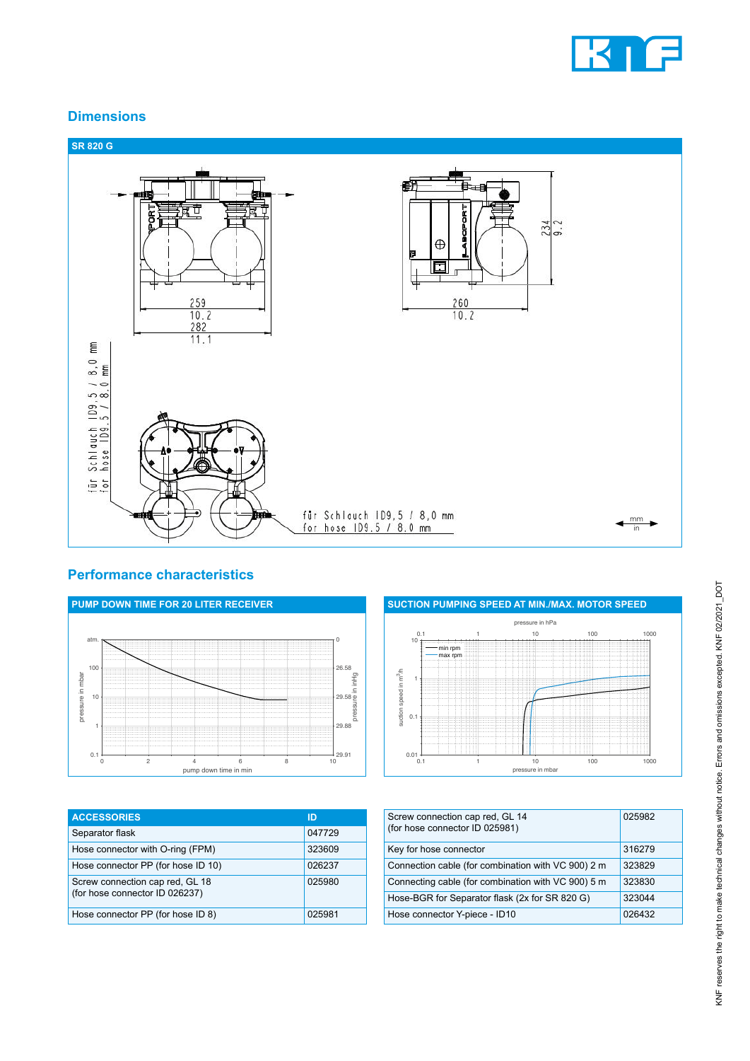## Dimensions

**SR 820 G**

PORT

LABOPORT

259
10.2
282
11.1

260
10.2

234
9.2

für Schlauch ID9,5 / 8,0 mm
for hose ID9.5 / 8.0 mm

für Schlauch ID9,5 / 8,0 mm
for hose ID9.5 / 8.0 mm

mm
in

## Performance characteristics

**PUMP DOWN TIME FOR 20 LITER RECEIVER**

atm.
100
10
1
0.1
pressure in mbar
0
26.58
29.58
29.88
29.91
pressure in inHg
0
2
4
6
8
10
pump down time in min

**SUCTION PUMPING SPEED AT MIN./MAX. MOTOR SPEED**

pressure in hPa
0.1
1
10
100
1000
10
1
0.1
0.01
suction speed in m³/h
min rpm
max rpm
0.1
1
10
100
1000
pressure in mbar

| ACCESSORIES | ID |
|---|---|
| Separator flask | 047729 |
| Hose connector with O-ring (FPM) | 323609 |
| Hose connector PP (for hose ID 10) | 026237 |
| Screw connection cap red, GL 18 (for hose connector ID 026237) | 025980 |
| Hose connector PP (for hose ID 8) | 025981 |
| Screw connection cap red, GL 14 (for hose connector ID 025981) | 025982 |
| Key for hose connector | 316279 |
| Connection cable (for combination with VC 900) 2 m | 323829 |
| Connecting cable (for combination with VC 900) 5 m | 323830 |
| Hose-BGR for Separator flask (2x for SR 820 G) | 323044 |
| Hose connector Y-piece - ID10 | 026432 |

KNF reserves the right to make technical changes without notice. Errors and omissions excepted. KNF 02/2021_DOT